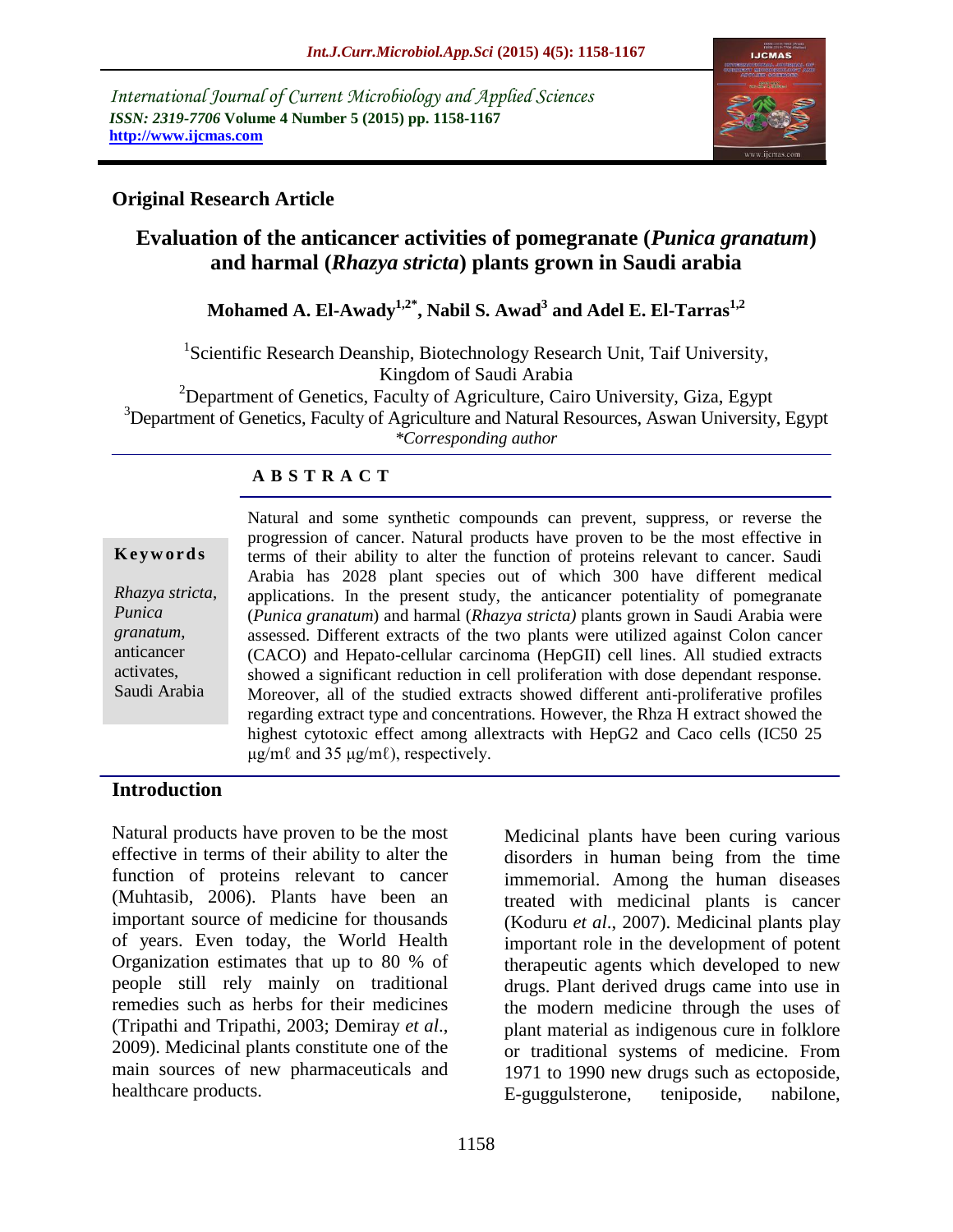*International Journal of Current Microbiology and Applied Sciences*
***ISSN: 2319-7706*** **Volume 4 Number 5 (2015) pp. 1158-1167**
**http://www.ijcmas.com**

**Original Research Article**

# Evaluation of the anticancer activities of pomegranate (*Punica granatum*) and harmal (*Rhazya stricta*) plants grown in Saudi arabia

**Mohamed A. El-Awady[1,2*], Nabil S. Awad[3] and Adel E. El-Tarras[1,2]**

[1]Scientific Research Deanship, Biotechnology Research Unit, Taif University, Kingdom of Saudi Arabia
[2]Department of Genetics, Faculty of Agriculture, Cairo University, Giza, Egypt
[3]Department of Genetics, Faculty of Agriculture and Natural Resources, Aswan University, Egypt
*\*Corresponding author*

**A B S T R A C T**

**Keywords**

*Rhazya stricta*, *Punica granatum*, anticancer activates, Saudi Arabia

Natural and some synthetic compounds can prevent, suppress, or reverse the progression of cancer. Natural products have proven to be the most effective in terms of their ability to alter the function of proteins relevant to cancer. Saudi Arabia has 2028 plant species out of which 300 have different medical applications. In the present study, the anticancer potentiality of pomegranate (*Punica granatum*) and harmal (*Rhazya stricta)* plants grown in Saudi Arabia were assessed. Different extracts of the two plants were utilized against Colon cancer (CACO) and Hepato-cellular carcinoma (HepGII) cell lines. All studied extracts showed a significant reduction in cell proliferation with dose dependant response. Moreover, all of the studied extracts showed different anti-proliferative profiles regarding extract type and concentrations. However, the Rhza H extract showed the highest cytotoxic effect among allextracts with HepG2 and Caco cells (IC50 25 µg/mℓ and 35 µg/mℓ), respectively.

## Introduction

Natural products have proven to be the most effective in terms of their ability to alter the function of proteins relevant to cancer (Muhtasib, 2006). Plants have been an important source of medicine for thousands of years. Even today, the World Health Organization estimates that up to 80 % of people still rely mainly on traditional remedies such as herbs for their medicines (Tripathi and Tripathi, 2003; Demiray *et al*., 2009). Medicinal plants constitute one of the main sources of new pharmaceuticals and healthcare products.

Medicinal plants have been curing various disorders in human being from the time immemorial. Among the human diseases treated with medicinal plants is cancer (Koduru *et al*., 2007). Medicinal plants play important role in the development of potent therapeutic agents which developed to new drugs. Plant derived drugs came into use in the modern medicine through the uses of plant material as indigenous cure in folklore or traditional systems of medicine. From 1971 to 1990 new drugs such as ectoposide, E-guggulsterone, teniposide, nabilone,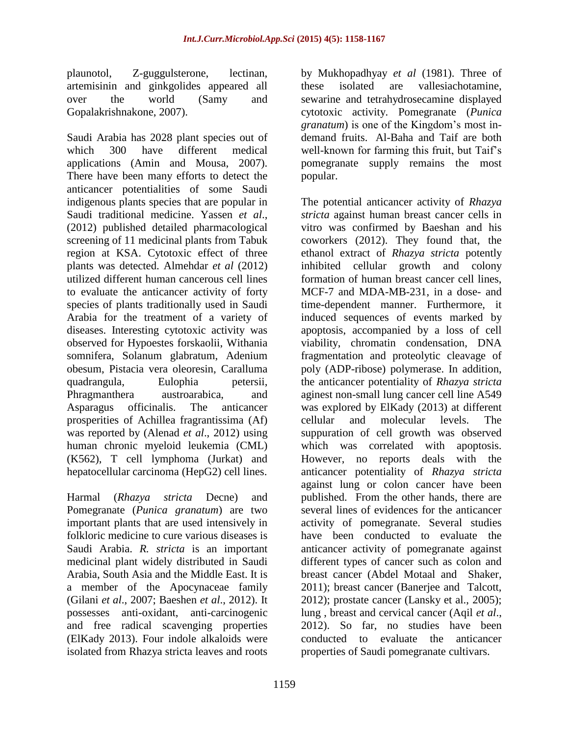plaunotol, Z-guggulsterone, lectinan, artemisinin and ginkgolides appeared all over the world (Samy and Gopalakrishnakone, 2007).

Saudi Arabia has 2028 plant species out of which 300 have different medical applications (Amin and Mousa, 2007). There have been many efforts to detect the anticancer potentialities of some Saudi indigenous plants species that are popular in Saudi traditional medicine. Yassen *et al*., (2012) published detailed pharmacological screening of 11 medicinal plants from Tabuk region at KSA. Cytotoxic effect of three plants was detected. Almehdar *et al* (2012) utilized different human cancerous cell lines to evaluate the anticancer activity of forty species of plants traditionally used in Saudi Arabia for the treatment of a variety of diseases. Interesting cytotoxic activity was observed for Hypoestes forskaolii, Withania somnifera, Solanum glabratum, Adenium obesum, Pistacia vera oleoresin, Caralluma quadrangula, Eulophia petersii, Phragmanthera austroarabica, and Asparagus officinalis. The anticancer prosperities of Achillea fragrantissima (Af) was reported by (Alenad *et al*., 2012) using human chronic myeloid leukemia (CML) (K562), T cell lymphoma (Jurkat) and hepatocellular carcinoma (HepG2) cell lines.

Harmal (*Rhazya stricta* Decne) and Pomegranate (*Punica granatum*) are two important plants that are used intensively in folkloric medicine to cure various diseases is Saudi Arabia. *R. stricta* is an important medicinal plant widely distributed in Saudi Arabia, South Asia and the Middle East. It is a member of the Apocynaceae family (Gilani *et al*., 2007; Baeshen *et al*., 2012). It possesses anti-oxidant, anti-carcinogenic and free radical scavenging properties (ElKady 2013). Four indole alkaloids were isolated from Rhazya stricta leaves and roots by Mukhopadhyay *et al* (1981). Three of these isolated are vallesiachotamine, sewarine and tetrahydrosecamine displayed cytotoxic activity. Pomegranate (*Punica granatum*) is one of the Kingdom's most in-demand fruits. Al-Baha and Taif are both well-known for farming this fruit, but Taif's pomegranate supply remains the most popular.

The potential anticancer activity of *Rhazya stricta* against human breast cancer cells in vitro was confirmed by Baeshan and his coworkers (2012). They found that, the ethanol extract of *Rhazya stricta* potently inhibited cellular growth and colony formation of human breast cancer cell lines, MCF-7 and MDA-MB-231, in a dose- and time-dependent manner. Furthermore, it induced sequences of events marked by apoptosis, accompanied by a loss of cell viability, chromatin condensation, DNA fragmentation and proteolytic cleavage of poly (ADP-ribose) polymerase. In addition, the anticancer potentiality of *Rhazya stricta* aginest non-small lung cancer cell line A549 was explored by ElKady (2013) at different cellular and molecular levels. The suppuration of cell growth was observed which was correlated with apoptosis. However, no reports deals with the anticancer potentiality of *Rhazya stricta* against lung or colon cancer have been published. From the other hands, there are several lines of evidences for the anticancer activity of pomegranate. Several studies have been conducted to evaluate the anticancer activity of pomegranate against different types of cancer such as colon and breast cancer (Abdel Motaal and Shaker, 2011); breast cancer (Banerjee and Talcott, 2012); prostate cancer (Lansky et al., 2005); lung , breast and cervical cancer (Aqil *et al*., 2012). So far, no studies have been conducted to evaluate the anticancer properties of Saudi pomegranate cultivars.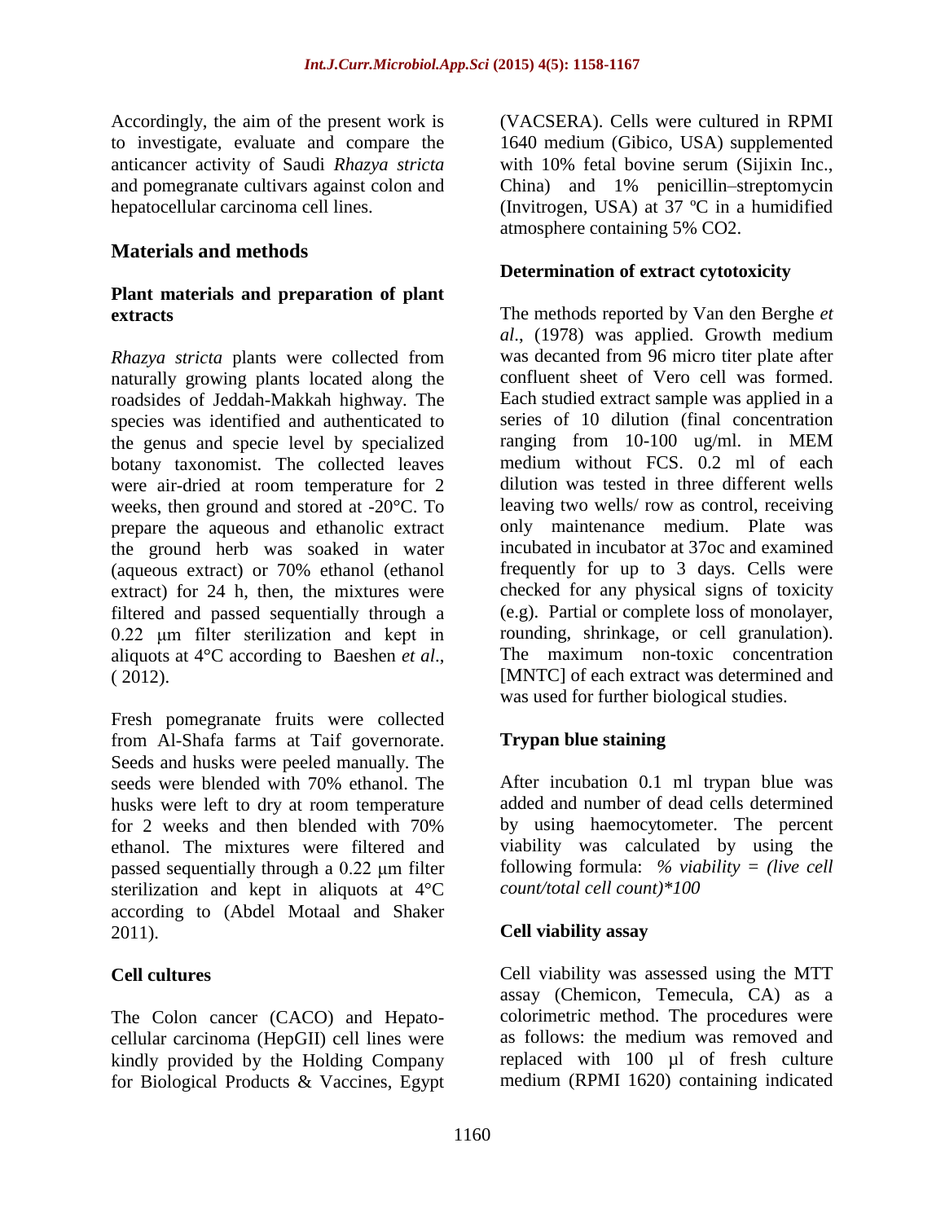Accordingly, the aim of the present work is to investigate, evaluate and compare the anticancer activity of Saudi *Rhazya stricta* and pomegranate cultivars against colon and hepatocellular carcinoma cell lines.

## Materials and methods

### Plant materials and preparation of plant extracts

*Rhazya stricta* plants were collected from naturally growing plants located along the roadsides of Jeddah-Makkah highway. The species was identified and authenticated to the genus and specie level by specialized botany taxonomist. The collected leaves were air-dried at room temperature for 2 weeks, then ground and stored at -20°C. To prepare the aqueous and ethanolic extract the ground herb was soaked in water (aqueous extract) or 70% ethanol (ethanol extract) for 24 h, then, the mixtures were filtered and passed sequentially through a 0.22 μm filter sterilization and kept in aliquots at 4°C according to Baeshen *et al.,* ( 2012).

Fresh pomegranate fruits were collected from Al-Shafa farms at Taif governorate. Seeds and husks were peeled manually. The seeds were blended with 70% ethanol. The husks were left to dry at room temperature for 2 weeks and then blended with 70% ethanol. The mixtures were filtered and passed sequentially through a 0.22 μm filter sterilization and kept in aliquots at 4°C according to (Abdel Motaal and Shaker 2011).

### Cell cultures

The Colon cancer (CACO) and Hepato-cellular carcinoma (HepGII) cell lines were kindly provided by the Holding Company for Biological Products & Vaccines, Egypt (VACSERA). Cells were cultured in RPMI 1640 medium (Gibico, USA) supplemented with 10% fetal bovine serum (Sijixin Inc., China) and 1% penicillin–streptomycin (Invitrogen, USA) at 37 ºC in a humidified atmosphere containing 5% CO2.

### Determination of extract cytotoxicity

The methods reported by Van den Berghe *et al.,* (1978) was applied. Growth medium was decanted from 96 micro titer plate after confluent sheet of Vero cell was formed. Each studied extract sample was applied in a series of 10 dilution (final concentration ranging from 10-100 ug/ml. in MEM medium without FCS. 0.2 ml of each dilution was tested in three different wells leaving two wells/ row as control, receiving only maintenance medium. Plate was incubated in incubator at 37oc and examined frequently for up to 3 days. Cells were checked for any physical signs of toxicity (e.g). Partial or complete loss of monolayer, rounding, shrinkage, or cell granulation). The maximum non-toxic concentration [MNTC] of each extract was determined and was used for further biological studies.

### Trypan blue staining

After incubation 0.1 ml trypan blue was added and number of dead cells determined by using haemocytometer. The percent viability was calculated by using the following formula: *% viability = (live cell count/total cell count)\*100*

### Cell viability assay

Cell viability was assessed using the MTT assay (Chemicon, Temecula, CA) as a colorimetric method. The procedures were as follows: the medium was removed and replaced with 100 µl of fresh culture medium (RPMI 1620) containing indicated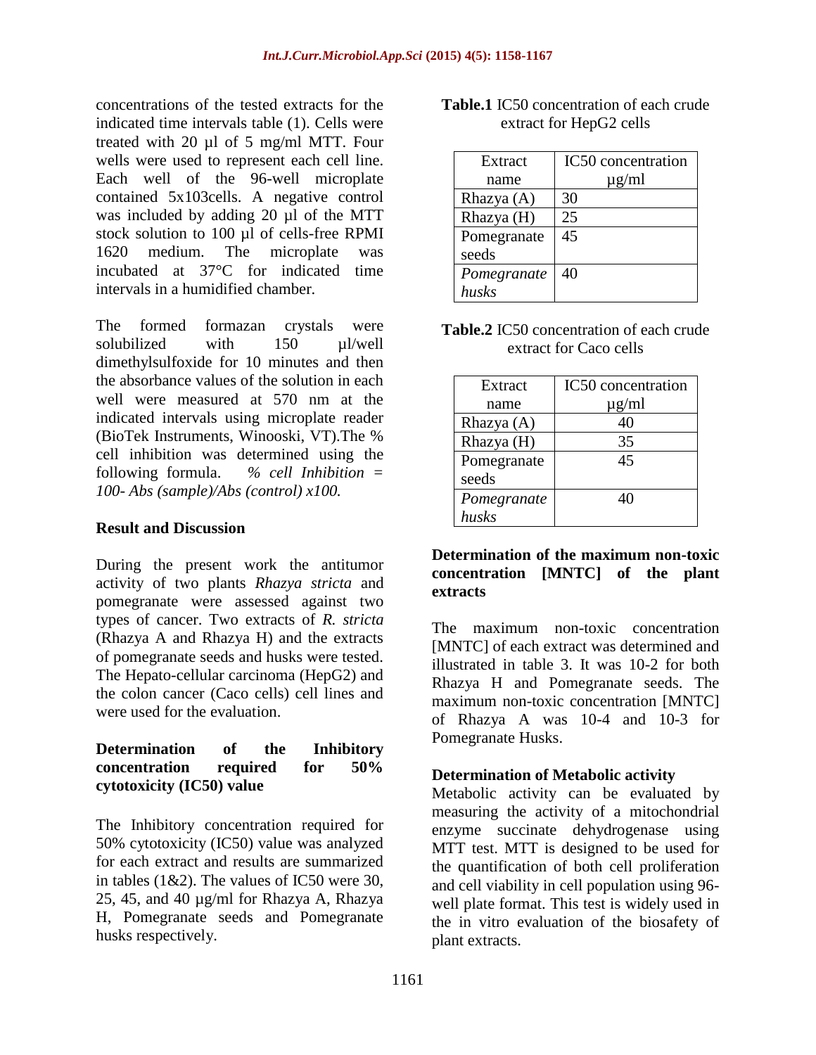concentrations of the tested extracts for the indicated time intervals table (1). Cells were treated with 20 µl of 5 mg/ml MTT. Four wells were used to represent each cell line. Each well of the 96-well microplate contained 5x103cells. A negative control was included by adding 20 µl of the MTT stock solution to 100 µl of cells-free RPMI 1620 medium. The microplate was incubated at 37°C for indicated time intervals in a humidified chamber.

The formed formazan crystals were solubilized with 150 µl/well dimethylsulfoxide for 10 minutes and then the absorbance values of the solution in each well were measured at 570 nm at the indicated intervals using microplate reader (BioTek Instruments, Winooski, VT).The % cell inhibition was determined using the following formula. *% cell Inhibition = 100- Abs (sample)/Abs (control) x100.*

## Result and Discussion

During the present work the antitumor activity of two plants *Rhazya stricta* and pomegranate were assessed against two types of cancer. Two extracts of *R. stricta* (Rhazya A and Rhazya H) and the extracts of pomegranate seeds and husks were tested. The Hepato-cellular carcinoma (HepG2) and the colon cancer (Caco cells) cell lines and were used for the evaluation.

### Determination of the Inhibitory concentration required for 50% cytotoxicity (IC50) value

The Inhibitory concentration required for 50% cytotoxicity (IC50) value was analyzed for each extract and results are summarized in tables (1&2). The values of IC50 were 30, 25, 45, and 40 µg/ml for Rhazya A, Rhazya H, Pomegranate seeds and Pomegranate husks respectively.

**Table.1** IC50 concentration of each crude extract for HepG2 cells

| Extract name | IC50 concentration µg/ml |
|---|---|
| Rhazya (A) | 30 |
| Rhazya (H) | 25 |
| Pomegranate seeds | 45 |
| *Pomegranate husks* | 40 |

**Table.2** IC50 concentration of each crude extract for Caco cells

| Extract name | IC50 concentration µg/ml |
|---|---|
| Rhazya (A) | 40 |
| Rhazya (H) | 35 |
| Pomegranate seeds | 45 |
| *Pomegranate husks* | 40 |

### Determination of the maximum non-toxic concentration [MNTC] of the plant extracts

The maximum non-toxic concentration [MNTC] of each extract was determined and illustrated in table 3. It was 10-2 for both Rhazya H and Pomegranate seeds. The maximum non-toxic concentration [MNTC] of Rhazya A was 10-4 and 10-3 for Pomegranate Husks.

### Determination of Metabolic activity

Metabolic activity can be evaluated by measuring the activity of a mitochondrial enzyme succinate dehydrogenase using MTT test. MTT is designed to be used for the quantification of both cell proliferation and cell viability in cell population using 96-well plate format. This test is widely used in the in vitro evaluation of the biosafety of plant extracts.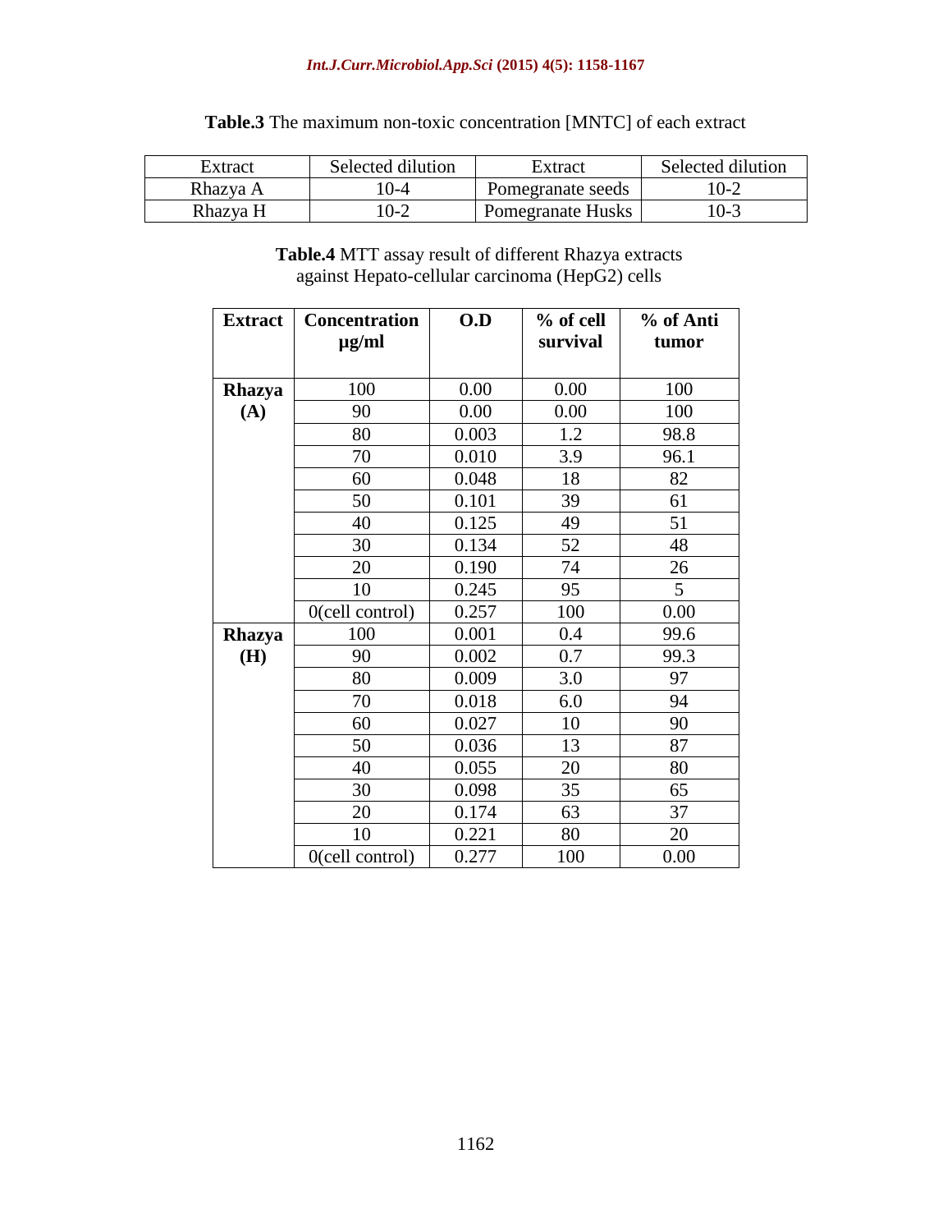**Table.3** The maximum non-toxic concentration [MNTC] of each extract

| Extract | Selected dilution | Extract | Selected dilution |
|---|---|---|---|
| Rhazya A | 10-4 | Pomegranate seeds | 10-2 |
| Rhazya H | 10-2 | Pomegranate Husks | 10-3 |

**Table.4** MTT assay result of different Rhazya extracts against Hepato-cellular carcinoma (HepG2) cells

| Extract | Concentration µg/ml | O.D | % of cell survival | % of Anti tumor |
|---|---|---|---|---|
| **Rhazya (A)** | 100 | 0.00 | 0.00 | 100 |
| | 90 | 0.00 | 0.00 | 100 |
| | 80 | 0.003 | 1.2 | 98.8 |
| | 70 | 0.010 | 3.9 | 96.1 |
| | 60 | 0.048 | 18 | 82 |
| | 50 | 0.101 | 39 | 61 |
| | 40 | 0.125 | 49 | 51 |
| | 30 | 0.134 | 52 | 48 |
| | 20 | 0.190 | 74 | 26 |
| | 10 | 0.245 | 95 | 5 |
| | 0(cell control) | 0.257 | 100 | 0.00 |
| **Rhazya (H)** | 100 | 0.001 | 0.4 | 99.6 |
| | 90 | 0.002 | 0.7 | 99.3 |
| | 80 | 0.009 | 3.0 | 97 |
| | 70 | 0.018 | 6.0 | 94 |
| | 60 | 0.027 | 10 | 90 |
| | 50 | 0.036 | 13 | 87 |
| | 40 | 0.055 | 20 | 80 |
| | 30 | 0.098 | 35 | 65 |
| | 20 | 0.174 | 63 | 37 |
| | 10 | 0.221 | 80 | 20 |
| | 0(cell control) | 0.277 | 100 | 0.00 |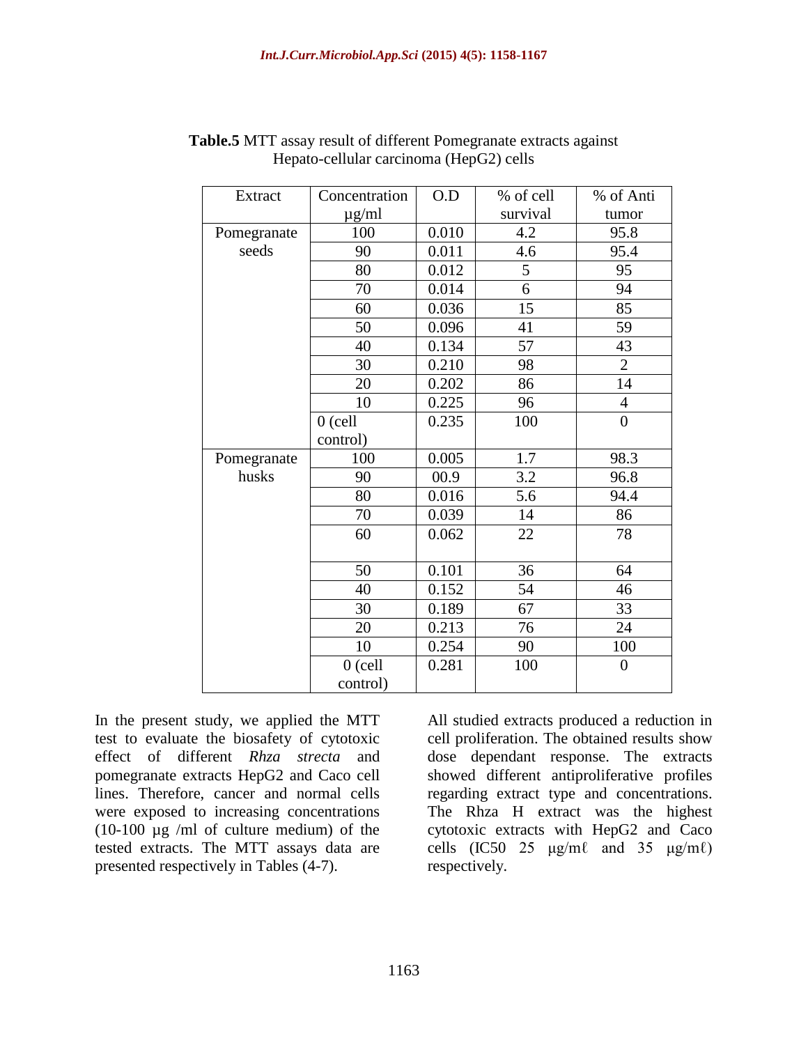**Table.5** MTT assay result of different Pomegranate extracts against Hepato-cellular carcinoma (HepG2) cells

| Extract | Concentration µg/ml | O.D | % of cell survival | % of Anti tumor |
|---|---|---|---|---|
| Pomegranate seeds | 100 | 0.010 | 4.2 | 95.8 |
| | 90 | 0.011 | 4.6 | 95.4 |
| | 80 | 0.012 | 5 | 95 |
| | 70 | 0.014 | 6 | 94 |
| | 60 | 0.036 | 15 | 85 |
| | 50 | 0.096 | 41 | 59 |
| | 40 | 0.134 | 57 | 43 |
| | 30 | 0.210 | 98 | 2 |
| | 20 | 0.202 | 86 | 14 |
| | 10 | 0.225 | 96 | 4 |
| | 0 (cell control) | 0.235 | 100 | 0 |
| Pomegranate husks | 100 | 0.005 | 1.7 | 98.3 |
| | 90 | 00.9 | 3.2 | 96.8 |
| | 80 | 0.016 | 5.6 | 94.4 |
| | 70 | 0.039 | 14 | 86 |
| | 60 | 0.062 | 22 | 78 |
| | 50 | 0.101 | 36 | 64 |
| | 40 | 0.152 | 54 | 46 |
| | 30 | 0.189 | 67 | 33 |
| | 20 | 0.213 | 76 | 24 |
| | 10 | 0.254 | 90 | 100 |
| | 0 (cell control) | 0.281 | 100 | 0 |

In the present study, we applied the MTT test to evaluate the biosafety of cytotoxic effect of different *Rhza strecta* and pomegranate extracts HepG2 and Caco cell lines. Therefore, cancer and normal cells were exposed to increasing concentrations (10-100 µg /ml of culture medium) of the tested extracts. The MTT assays data are presented respectively in Tables (4-7).

All studied extracts produced a reduction in cell proliferation. The obtained results show dose dependant response. The extracts showed different antiproliferative profiles regarding extract type and concentrations. The Rhza H extract was the highest cytotoxic extracts with HepG2 and Caco cells (IC50 25 µg/mℓ and 35 µg/mℓ) respectively.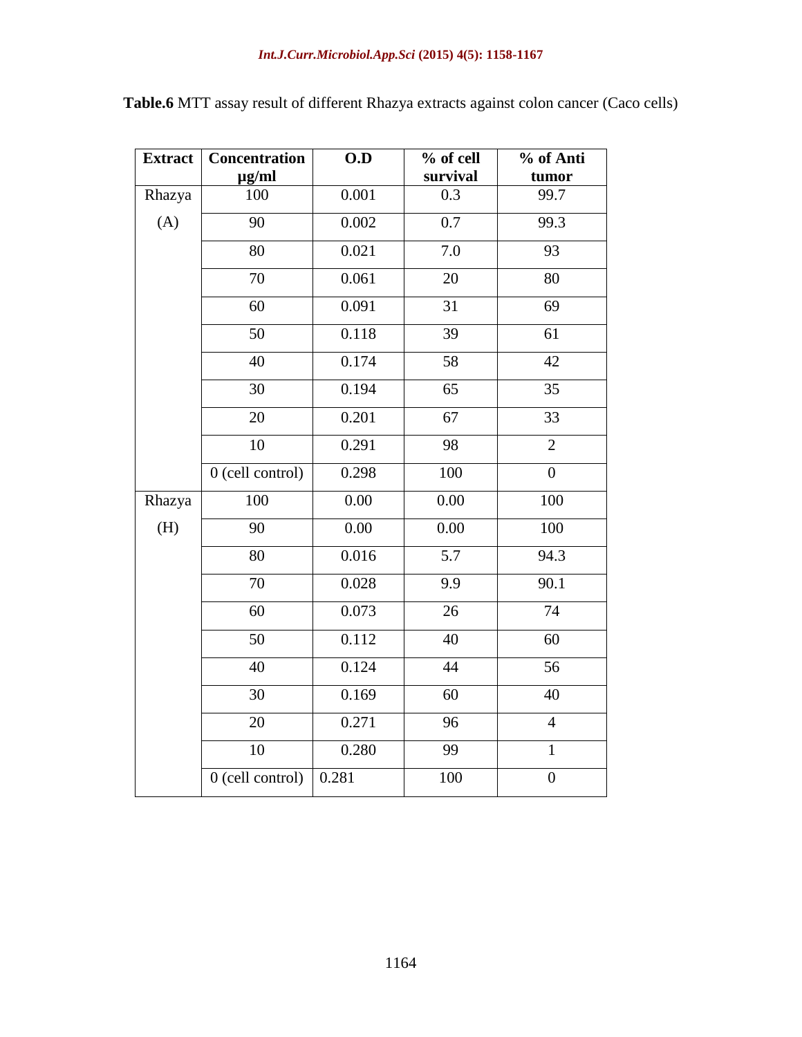**Table.6** MTT assay result of different Rhazya extracts against colon cancer (Caco cells)

| Extract | Concentration µg/ml | O.D | % of cell survival | % of Anti tumor |
|---|---|---|---|---|
| Rhazya (A) | 100 | 0.001 | 0.3 | 99.7 |
| | 90 | 0.002 | 0.7 | 99.3 |
| | 80 | 0.021 | 7.0 | 93 |
| | 70 | 0.061 | 20 | 80 |
| | 60 | 0.091 | 31 | 69 |
| | 50 | 0.118 | 39 | 61 |
| | 40 | 0.174 | 58 | 42 |
| | 30 | 0.194 | 65 | 35 |
| | 20 | 0.201 | 67 | 33 |
| | 10 | 0.291 | 98 | 2 |
| | 0 (cell control) | 0.298 | 100 | 0 |
| Rhazya (H) | 100 | 0.00 | 0.00 | 100 |
| | 90 | 0.00 | 0.00 | 100 |
| | 80 | 0.016 | 5.7 | 94.3 |
| | 70 | 0.028 | 9.9 | 90.1 |
| | 60 | 0.073 | 26 | 74 |
| | 50 | 0.112 | 40 | 60 |
| | 40 | 0.124 | 44 | 56 |
| | 30 | 0.169 | 60 | 40 |
| | 20 | 0.271 | 96 | 4 |
| | 10 | 0.280 | 99 | 1 |
| | 0 (cell control) | 0.281 | 100 | 0 |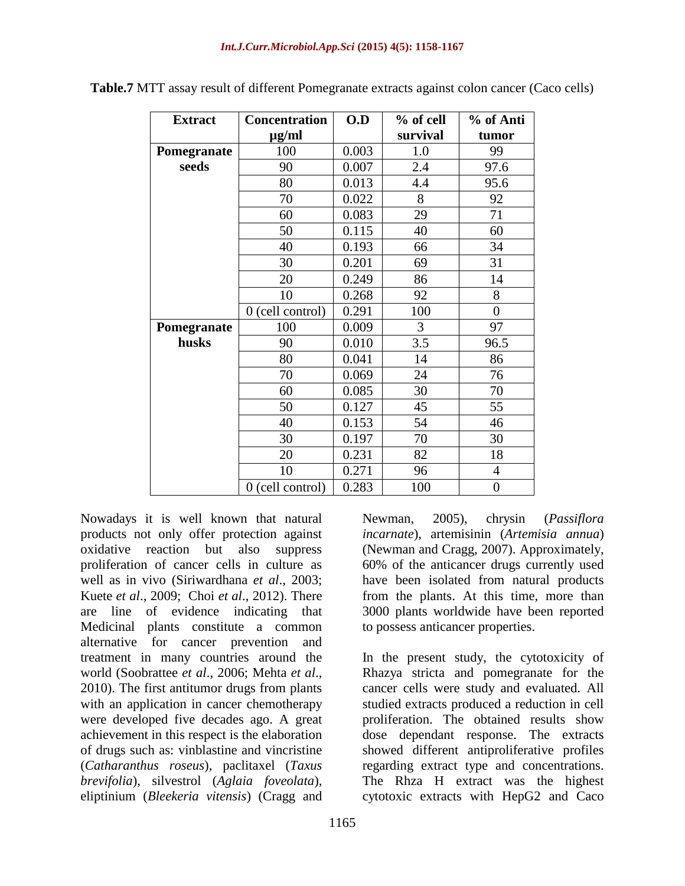**Table.7** MTT assay result of different Pomegranate extracts against colon cancer (Caco cells)

| Extract | Concentration µg/ml | O.D | % of cell survival | % of Anti tumor |
|---|---|---|---|---|
| **Pomegranate seeds** | 100 | 0.003 | 1.0 | 99 |
| | 90 | 0.007 | 2.4 | 97.6 |
| | 80 | 0.013 | 4.4 | 95.6 |
| | 70 | 0.022 | 8 | 92 |
| | 60 | 0.083 | 29 | 71 |
| | 50 | 0.115 | 40 | 60 |
| | 40 | 0.193 | 66 | 34 |
| | 30 | 0.201 | 69 | 31 |
| | 20 | 0.249 | 86 | 14 |
| | 10 | 0.268 | 92 | 8 |
| | 0 (cell control) | 0.291 | 100 | 0 |
| **Pomegranate husks** | 100 | 0.009 | 3 | 97 |
| | 90 | 0.010 | 3.5 | 96.5 |
| | 80 | 0.041 | 14 | 86 |
| | 70 | 0.069 | 24 | 76 |
| | 60 | 0.085 | 30 | 70 |
| | 50 | 0.127 | 45 | 55 |
| | 40 | 0.153 | 54 | 46 |
| | 30 | 0.197 | 70 | 30 |
| | 20 | 0.231 | 82 | 18 |
| | 10 | 0.271 | 96 | 4 |
| | 0 (cell control) | 0.283 | 100 | 0 |

Nowadays it is well known that natural products not only offer protection against oxidative reaction but also suppress proliferation of cancer cells in culture as well as in vivo (Siriwardhana *et al*., 2003; Kuete *et al*., 2009; Choi *et al*., 2012). There are line of evidence indicating that Medicinal plants constitute a common alternative for cancer prevention and treatment in many countries around the world (Soobrattee *et al*., 2006; Mehta *et al*., 2010). The first antitumor drugs from plants with an application in cancer chemotherapy were developed five decades ago. A great achievement in this respect is the elaboration of drugs such as: vinblastine and vincristine (*Catharanthus roseus*), paclitaxel (*Taxus brevifolia*), silvestrol (*Aglaia foveolata*), eliptinium (*Bleekeria vitensis*) (Cragg and Newman, 2005), chrysin (*Passiflora incarnate*), artemisinin (*Artemisia annua*) (Newman and Cragg, 2007). Approximately, 60% of the anticancer drugs currently used have been isolated from natural products from the plants. At this time, more than 3000 plants worldwide have been reported to possess anticancer properties.

In the present study, the cytotoxicity of Rhazya stricta and pomegranate for the cancer cells were study and evaluated. All studied extracts produced a reduction in cell proliferation. The obtained results show dose dependant response. The extracts showed different antiproliferative profiles regarding extract type and concentrations. The Rhza H extract was the highest cytotoxic extracts with HepG2 and Caco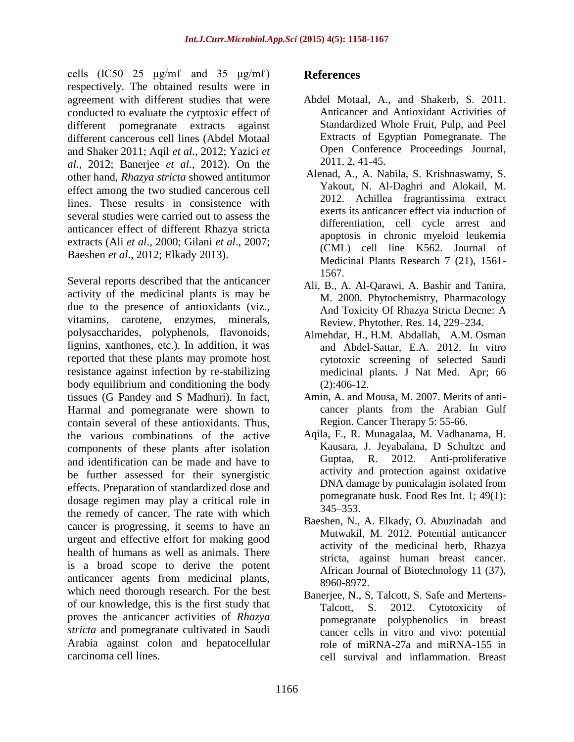cells (IC50 25 μg/mℓ and 35 μg/mℓ) respectively. The obtained results were in agreement with different studies that were conducted to evaluate the cytptoxic effect of different pomegranate extracts against different cancerous cell lines (Abdel Motaal and Shaker 2011; Aqil *et al*., 2012; Yazici *et al*., 2012; Banerjee *et al*., 2012). On the other hand, *Rhazya stricta* showed antitumor effect among the two studied cancerous cell lines. These results in consistence with several studies were carried out to assess the anticancer effect of different Rhazya stricta extracts (Ali *et al*., 2000; Gilani *et al*., 2007; Baeshen *et al*., 2012; Elkady 2013).

Several reports described that the anticancer activity of the medicinal plants is may be due to the presence of antioxidants (viz., vitamins, carotene, enzymes, minerals, polysaccharides, polyphenols, flavonoids, lignins, xanthones, etc.). In addition, it was reported that these plants may promote host resistance against infection by re-stabilizing body equilibrium and conditioning the body tissues (G Pandey and S Madhuri). In fact, Harmal and pomegranate were shown to contain several of these antioxidants. Thus, the various combinations of the active components of these plants after isolation and identification can be made and have to be further assessed for their synergistic effects. Preparation of standardized dose and dosage regimen may play a critical role in the remedy of cancer. The rate with which cancer is progressing, it seems to have an urgent and effective effort for making good health of humans as well as animals. There is a broad scope to derive the potent anticancer agents from medicinal plants, which need thorough research. For the best of our knowledge, this is the first study that proves the anticancer activities of *Rhazya stricta* and pomegranate cultivated in Saudi Arabia against colon and hepatocellular carcinoma cell lines.

## References

Abdel Motaal, A., and Shakerb, S. 2011. Anticancer and Antioxidant Activities of Standardized Whole Fruit, Pulp, and Peel Extracts of Egyptian Pomegranate. The Open Conference Proceedings Journal, 2011, 2, 41-45.

Alenad, A., A. Nabila, S. Krishnaswamy, S. Yakout, N. Al-Daghri and Alokail, M. 2012. Achillea fragrantissima extract exerts its anticancer effect via induction of differentiation, cell cycle arrest and apoptosis in chronic myeloid leukemia (CML) cell line K562. Journal of Medicinal Plants Research 7 (21), 1561-1567.

Ali, B., A. Al-Qarawi, A. Bashir and Tanira, M. 2000. Phytochemistry, Pharmacology And Toxicity Of Rhazya Stricta Decne: A Review. Phytother. Res. 14, 229–234.

Almehdar, H., H.M. Abdallah, A.M. Osman and Abdel-Sattar, E.A. 2012. In vitro cytotoxic screening of selected Saudi medicinal plants. J Nat Med. Apr; 66 (2):406-12.

Amin, A. and Mousa, M. 2007. Merits of anti-cancer plants from the Arabian Gulf Region. Cancer Therapy 5: 55-66.

Aqila, F., R. Munagalaa, M. Vadhanama, H. Kausara, J. Jeyabalana, D Schultzc and Guptaa, R. 2012. Anti-proliferative activity and protection against oxidative DNA damage by punicalagin isolated from pomegranate husk. Food Res Int. 1; 49(1): 345–353.

Baeshen, N., A. Elkady, O. Abuzinadah and Mutwakil, M. 2012. Potential anticancer activity of the medicinal herb, Rhazya stricta, against human breast cancer. African Journal of Biotechnology 11 (37), 8960-8972.

Banerjee, N., S, Talcott, S. Safe and Mertens-Talcott, S. 2012. Cytotoxicity of pomegranate polyphenolics in breast cancer cells in vitro and vivo: potential role of miRNA-27a and miRNA-155 in cell survival and inflammation. Breast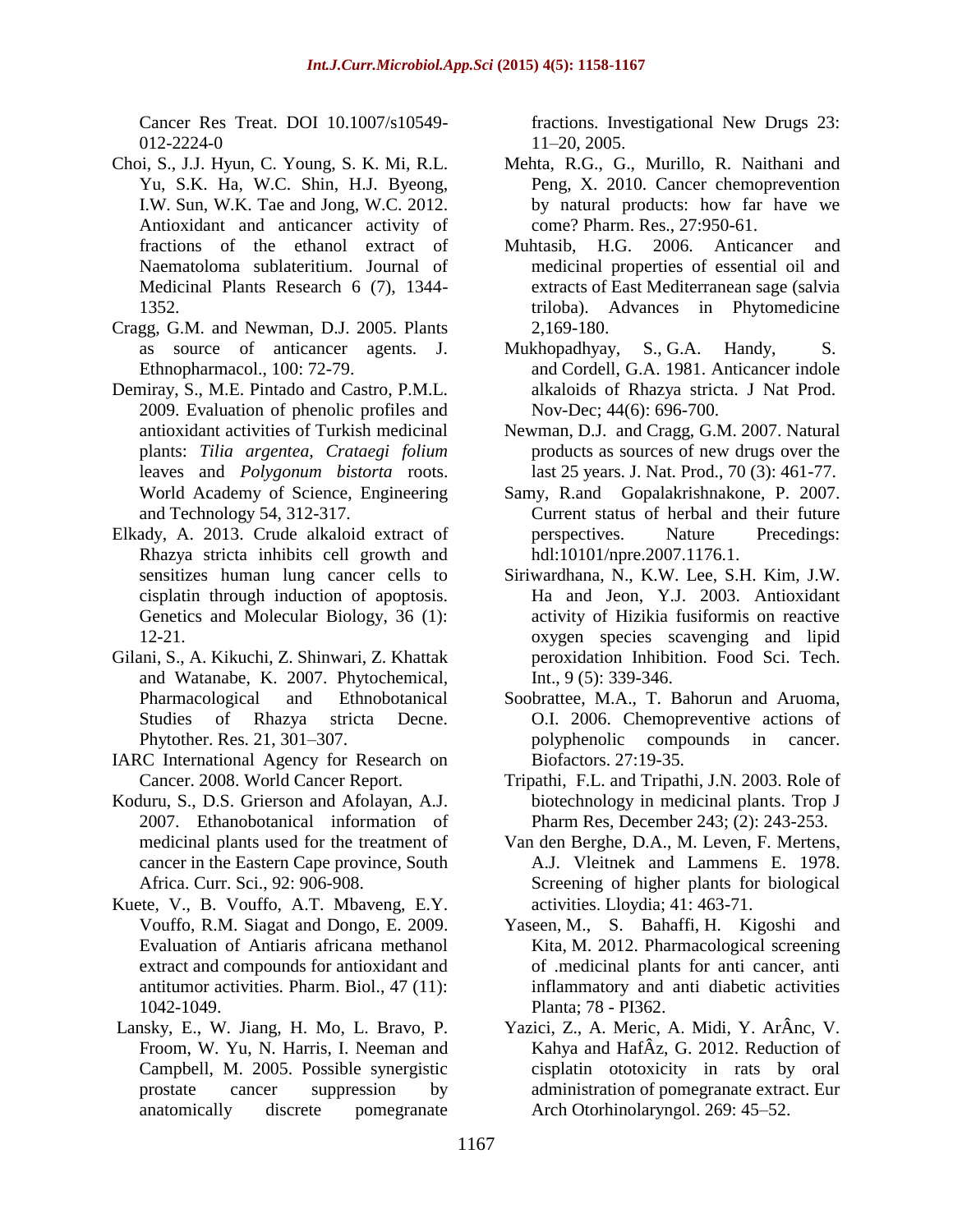Cancer Res Treat. DOI 10.1007/s10549-012-2224-0

Choi, S., J.J. Hyun, C. Young, S. K. Mi, R.L. Yu, S.K. Ha, W.C. Shin, H.J. Byeong, I.W. Sun, W.K. Tae and Jong, W.C. 2012. Antioxidant and anticancer activity of fractions of the ethanol extract of Naematoloma sublateritium. Journal of Medicinal Plants Research 6 (7), 1344-1352.

Cragg, G.M. and Newman, D.J. 2005. Plants as source of anticancer agents. J. Ethnopharmacol., 100: 72-79.

Demiray, S., M.E. Pintado and Castro, P.M.L. 2009. Evaluation of phenolic profiles and antioxidant activities of Turkish medicinal plants: *Tilia argentea*, *Crataegi folium* leaves and *Polygonum bistorta* roots. World Academy of Science, Engineering and Technology 54, 312-317.

Elkady, A. 2013. Crude alkaloid extract of Rhazya stricta inhibits cell growth and sensitizes human lung cancer cells to cisplatin through induction of apoptosis. Genetics and Molecular Biology, 36 (1): 12-21.

Gilani, S., A. Kikuchi, Z. Shinwari, Z. Khattak and Watanabe, K. 2007. Phytochemical, Pharmacological and Ethnobotanical Studies of Rhazya stricta Decne. Phytother. Res. 21, 301–307.

IARC International Agency for Research on Cancer. 2008. World Cancer Report.

Koduru, S., D.S. Grierson and Afolayan, A.J. 2007. Ethanobotanical information of medicinal plants used for the treatment of cancer in the Eastern Cape province, South Africa. Curr. Sci., 92: 906-908.

Kuete, V., B. Vouffo, A.T. Mbaveng, E.Y. Vouffo, R.M. Siagat and Dongo, E. 2009. Evaluation of Antiaris africana methanol extract and compounds for antioxidant and antitumor activities. Pharm. Biol., 47 (11): 1042-1049.

Lansky, E., W. Jiang, H. Mo, L. Bravo, P. Froom, W. Yu, N. Harris, I. Neeman and Campbell, M. 2005. Possible synergistic prostate cancer suppression by anatomically discrete pomegranate fractions. Investigational New Drugs 23: 11–20, 2005.

Mehta, R.G., G., Murillo, R. Naithani and Peng, X. 2010. Cancer chemoprevention by natural products: how far have we come? Pharm. Res., 27:950-61.

Muhtasib, H.G. 2006. Anticancer and medicinal properties of essential oil and extracts of East Mediterranean sage (salvia triloba). Advances in Phytomedicine 2,169-180.

Mukhopadhyay, S., G.A. Handy, S. and Cordell, G.A. 1981. Anticancer indole alkaloids of Rhazya stricta. J Nat Prod. Nov-Dec; 44(6): 696-700.

Newman, D.J. and Cragg, G.M. 2007. Natural products as sources of new drugs over the last 25 years. J. Nat. Prod., 70 (3): 461-77.

Samy, R.and Gopalakrishnakone, P. 2007. Current status of herbal and their future perspectives. Nature Precedings: hdl:10101/npre.2007.1176.1.

Siriwardhana, N., K.W. Lee, S.H. Kim, J.W. Ha and Jeon, Y.J. 2003. Antioxidant activity of Hizikia fusiformis on reactive oxygen species scavenging and lipid peroxidation Inhibition. Food Sci. Tech. Int., 9 (5): 339-346.

Soobrattee, M.A., T. Bahorun and Aruoma, O.I. 2006. Chemopreventive actions of polyphenolic compounds in cancer. Biofactors. 27:19-35.

Tripathi, F.L. and Tripathi, J.N. 2003. Role of biotechnology in medicinal plants. Trop J Pharm Res, December 243; (2): 243-253.

Van den Berghe, D.A., M. Leven, F. Mertens, A.J. Vleitnek and Lammens E. 1978. Screening of higher plants for biological activities. Lloydia; 41: 463-71.

Yaseen, M., S. Bahaffi, H. Kigoshi and Kita, M. 2012. Pharmacological screening of .medicinal plants for anti cancer, anti inflammatory and anti diabetic activities Planta; 78 - PI362.

Yazici, Z., A. Meric, A. Midi, Y. ArÂnc, V. Kahya and HafÂz, G. 2012. Reduction of cisplatin ototoxicity in rats by oral administration of pomegranate extract. Eur Arch Otorhinolaryngol. 269: 45–52.